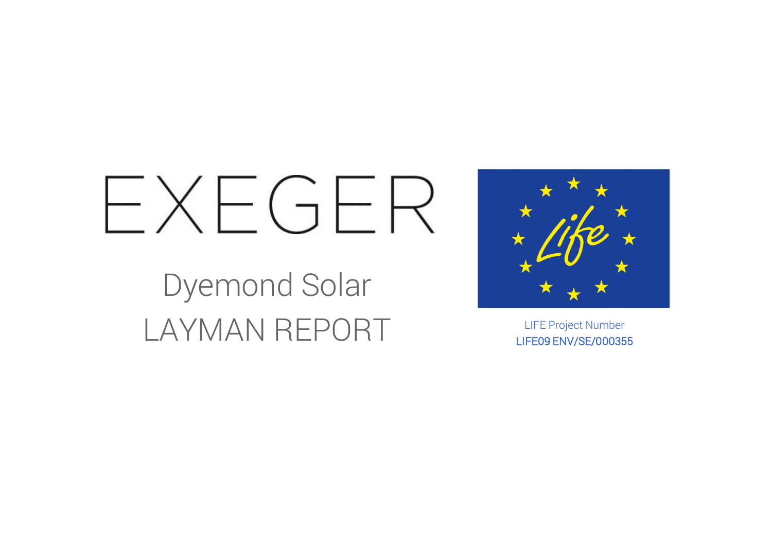# EXEGER

## Dyemond Solar
## LAYMAN REPORT

LIFE Project Number
LIFE09 ENV/SE/000355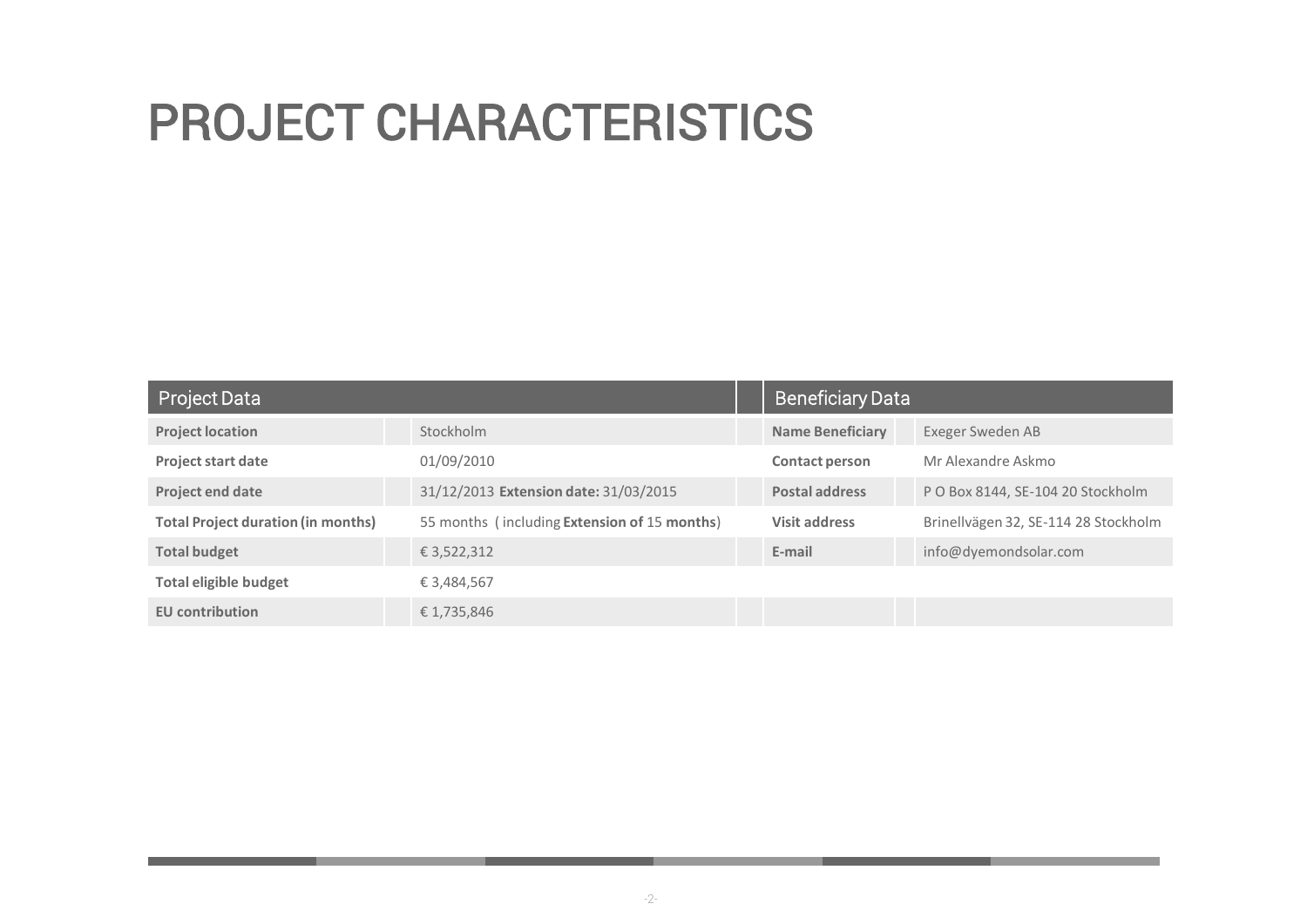# PROJECT CHARACTERISTICS

| Project Data | | Beneficiary Data | |
|---|---|---|---|
| **Project location** | Stockholm | **Name Beneficiary** | Exeger Sweden AB |
| **Project start date** | 01/09/2010 | **Contact person** | Mr Alexandre Askmo |
| **Project end date** | 31/12/2013 **Extension date:** 31/03/2015 | **Postal address** | P O Box 8144, SE-104 20 Stockholm |
| **Total Project duration (in months)** | 55 months ( including **Extension of** 15 **months**) | **Visit address** | Brinellvägen 32, SE-114 28 Stockholm |
| **Total budget** | € 3,522,312 | **E-mail** | info@dyemondsolar.com |
| **Total eligible budget** | € 3,484,567 | | |
| **EU contribution** | € 1,735,846 | | |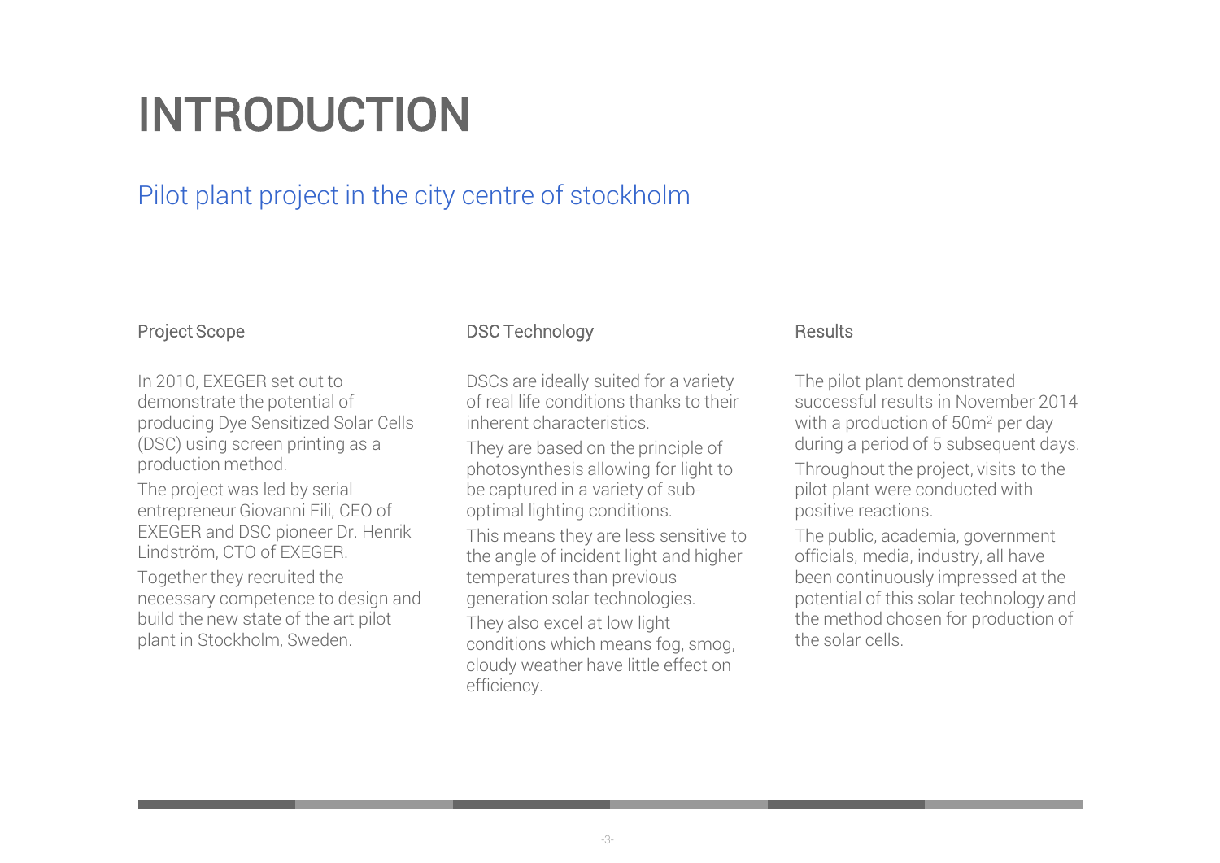# INTRODUCTION

## Pilot plant project in the city centre of stockholm

### Project Scope

In 2010, EXEGER set out to demonstrate the potential of producing Dye Sensitized Solar Cells (DSC) using screen printing as a production method.

The project was led by serial entrepreneur Giovanni Fili, CEO of EXEGER and DSC pioneer Dr. Henrik Lindström, CTO of EXEGER.

Together they recruited the necessary competence to design and build the new state of the art pilot plant in Stockholm, Sweden.

### DSC Technology

DSCs are ideally suited for a variety of real life conditions thanks to their inherent characteristics.

They are based on the principle of photosynthesis allowing for light to be captured in a variety of sub-optimal lighting conditions.

This means they are less sensitive to the angle of incident light and higher temperatures than previous generation solar technologies.

They also excel at low light conditions which means fog, smog, cloudy weather have little effect on efficiency.

### Results

The pilot plant demonstrated successful results in November 2014 with a production of $50m^2$ per day during a period of 5 subsequent days.

Throughout the project, visits to the pilot plant were conducted with positive reactions.

The public, academia, government officials, media, industry, all have been continuously impressed at the potential of this solar technology and the method chosen for production of the solar cells.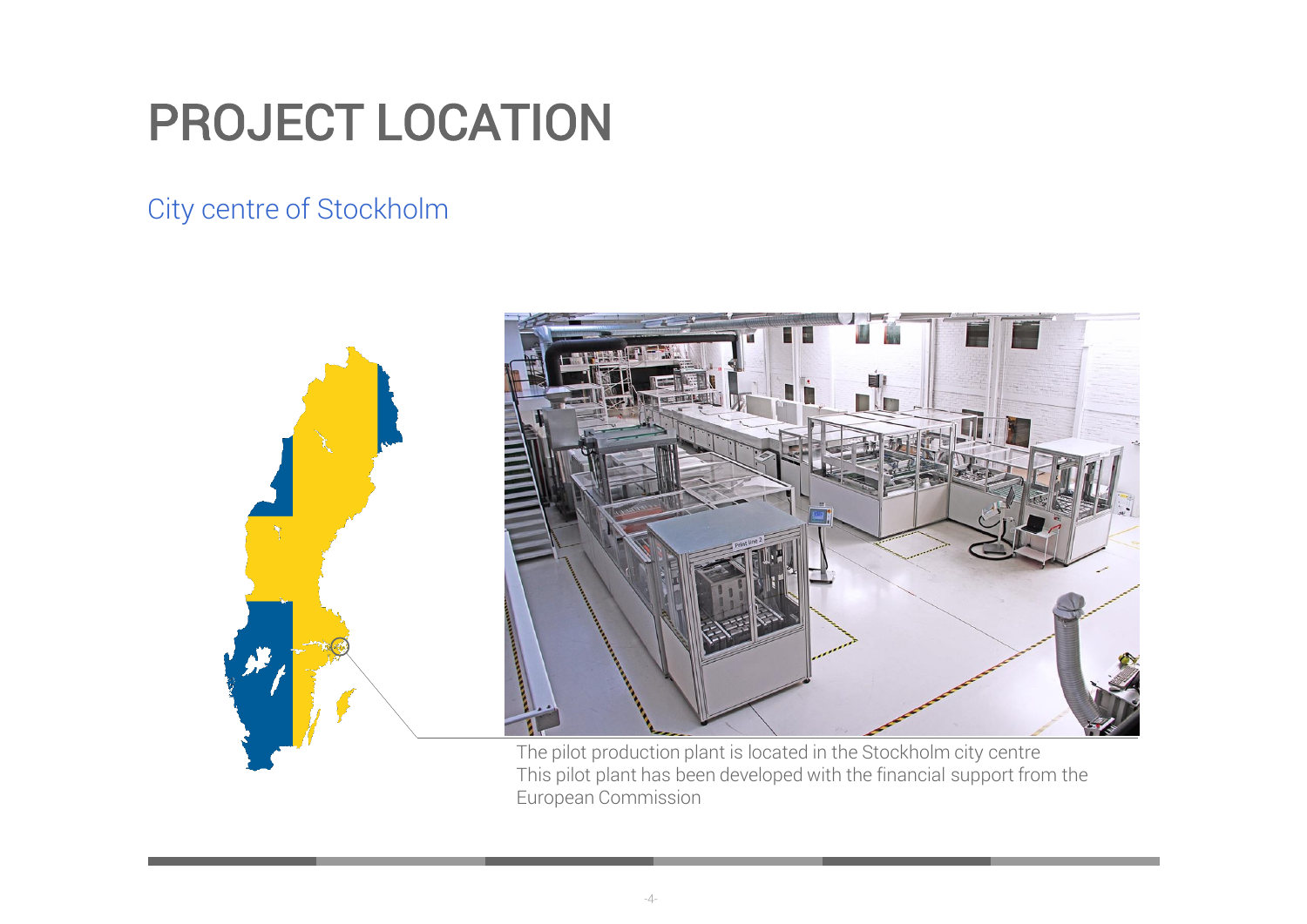# PROJECT LOCATION

City centre of Stockholm

The pilot production plant is located in the Stockholm city centre
This pilot plant has been developed with the financial support from the European Commission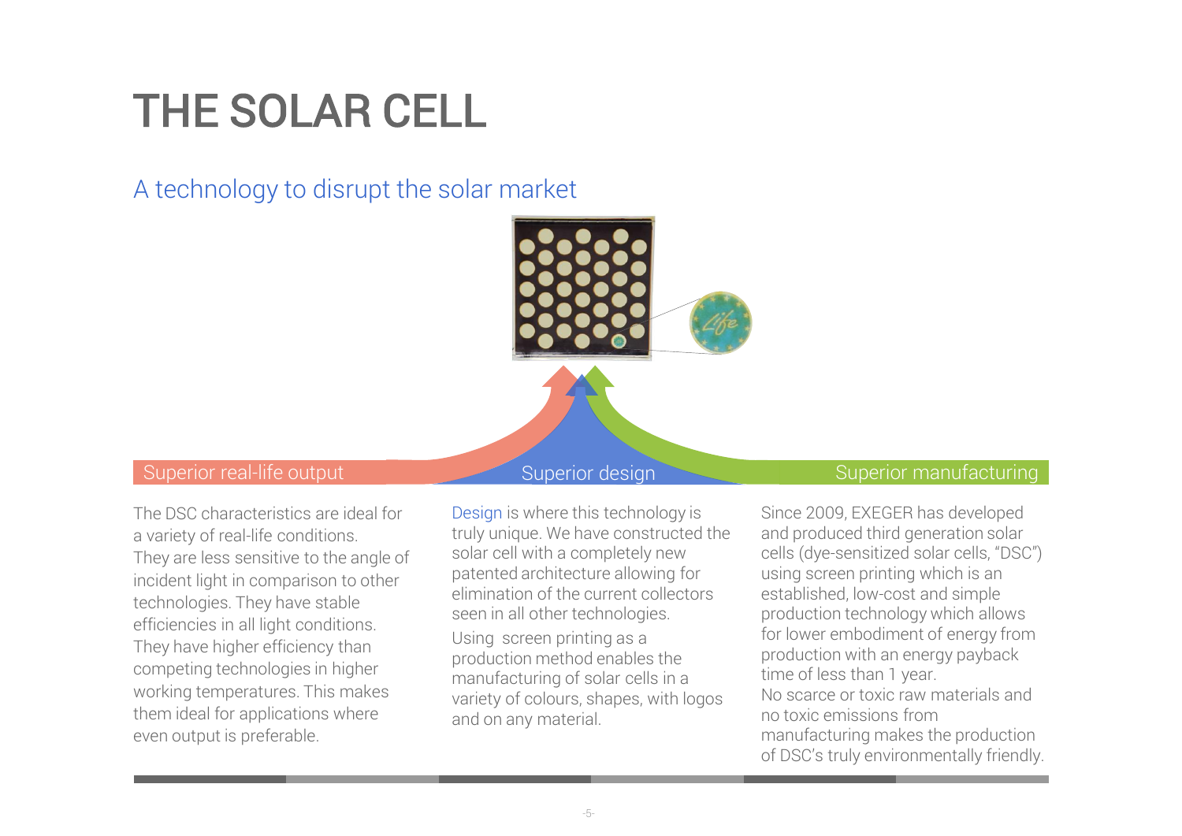# THE SOLAR CELL

## A technology to disrupt the solar market

### Superior real-life output

The DSC characteristics are ideal for a variety of real-life conditions. They are less sensitive to the angle of incident light in comparison to other technologies. They have stable efficiencies in all light conditions. They have higher efficiency than competing technologies in higher working temperatures. This makes them ideal for applications where even output is preferable.

### Superior design

Design is where this technology is truly unique. We have constructed the solar cell with a completely new patented architecture allowing for elimination of the current collectors seen in all other technologies.

Using screen printing as a production method enables the manufacturing of solar cells in a variety of colours, shapes, with logos and on any material.

### Superior manufacturing

Since 2009, EXEGER has developed and produced third generation solar cells (dye-sensitized solar cells, "DSC") using screen printing which is an established, low-cost and simple production technology which allows for lower embodiment of energy from production with an energy payback time of less than 1 year.

No scarce or toxic raw materials and no toxic emissions from manufacturing makes the production of DSC's truly environmentally friendly.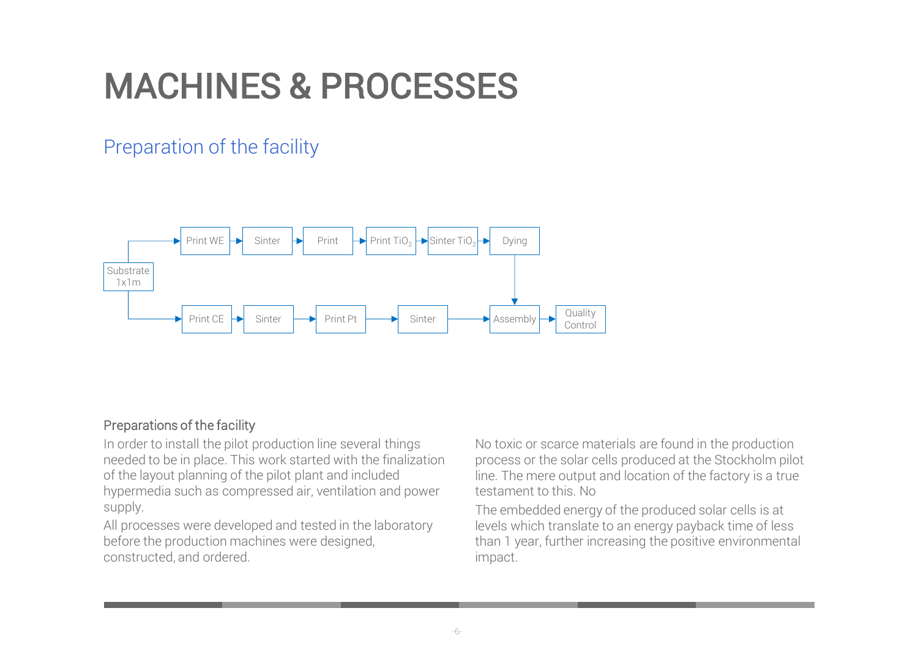# MACHINES & PROCESSES

## Preparation of the facility

Substrate 1x1m → Print WE → Sinter → Print → Print $TiO_2$ → Sinter $TiO_2$ → Dying → Assembly

Substrate 1x1m → Print CE → Sinter → Print Pt → Sinter → Assembly → Quality Control

### Preparations of the facility

In order to install the pilot production line several things needed to be in place. This work started with the finalization of the layout planning of the pilot plant and included hypermedia such as compressed air, ventilation and power supply.

All processes were developed and tested in the laboratory before the production machines were designed, constructed, and ordered.

No toxic or scarce materials are found in the production process or the solar cells produced at the Stockholm pilot line. The mere output and location of the factory is a true testament to this. No

The embedded energy of the produced solar cells is at levels which translate to an energy payback time of less than 1 year, further increasing the positive environmental impact.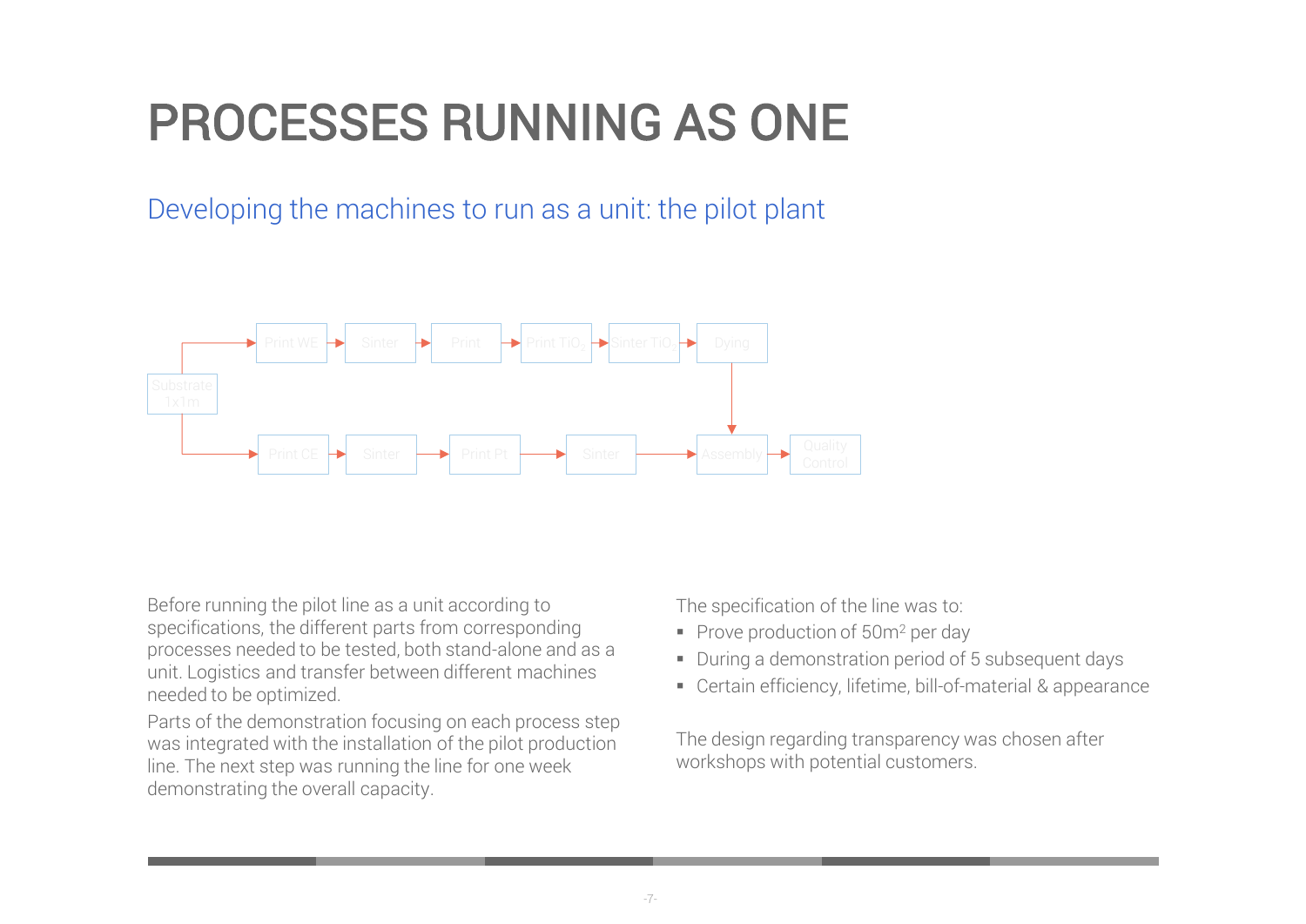# PROCESSES RUNNING AS ONE

## Developing the machines to run as a unit: the pilot plant

Substrate 1x1m → Print WE → Sinter → Print → Print $TiO_2$ → Sinter $TiO_2$ → Dying → Assembly

Substrate 1x1m → Print CE → Sinter → Print Pt → Sinter → Assembly → Quality Control

Before running the pilot line as a unit according to specifications, the different parts from corresponding processes needed to be tested, both stand-alone and as a unit. Logistics and transfer between different machines needed to be optimized.

Parts of the demonstration focusing on each process step was integrated with the installation of the pilot production line. The next step was running the line for one week demonstrating the overall capacity.

The specification of the line was to:

- Prove production of 50$m^2$ per day
- During a demonstration period of 5 subsequent days
- Certain efficiency, lifetime, bill-of-material & appearance

The design regarding transparency was chosen after workshops with potential customers.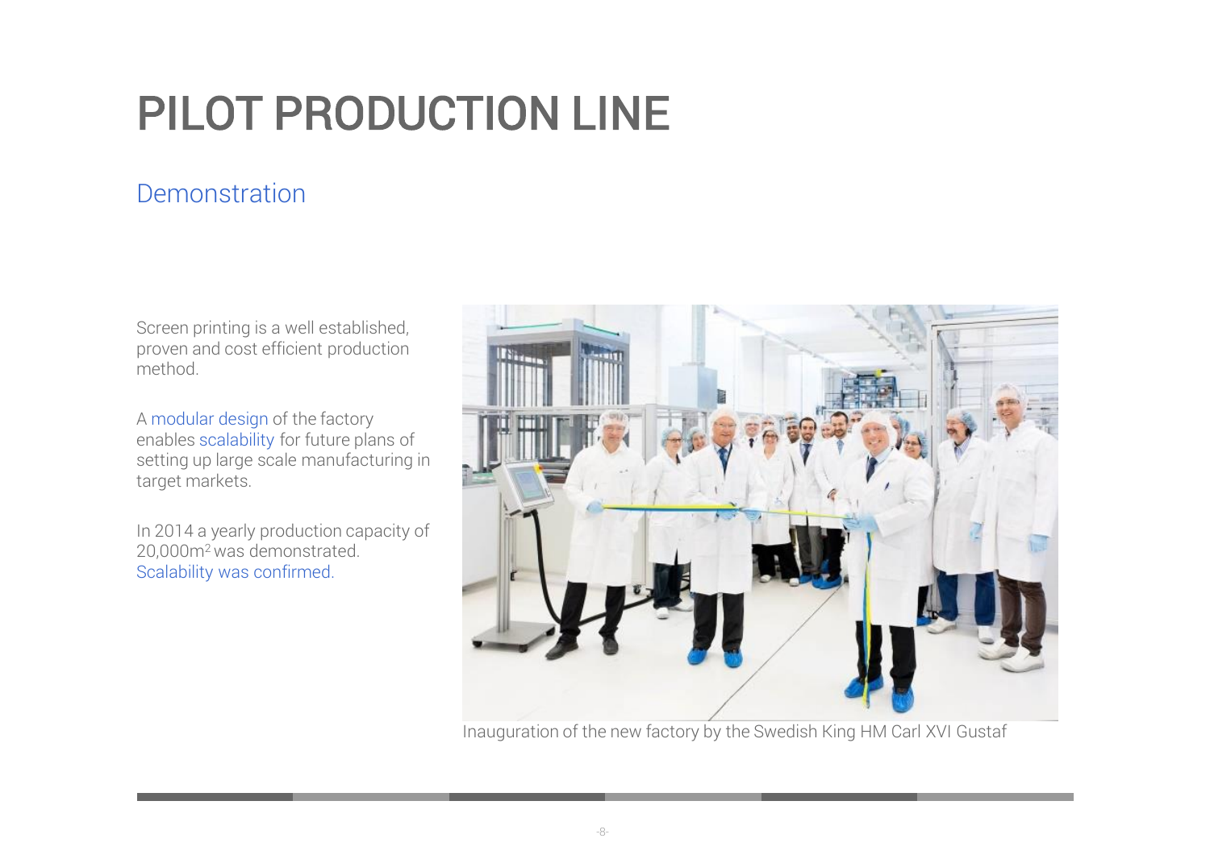# PILOT PRODUCTION LINE

## Demonstration

Screen printing is a well established, proven and cost efficient production method.

A modular design of the factory enables scalability for future plans of setting up large scale manufacturing in target markets.

In 2014 a yearly production capacity of 20,000m$^2$ was demonstrated. Scalability was confirmed.

Inauguration of the new factory by the Swedish King HM Carl XVI Gustaf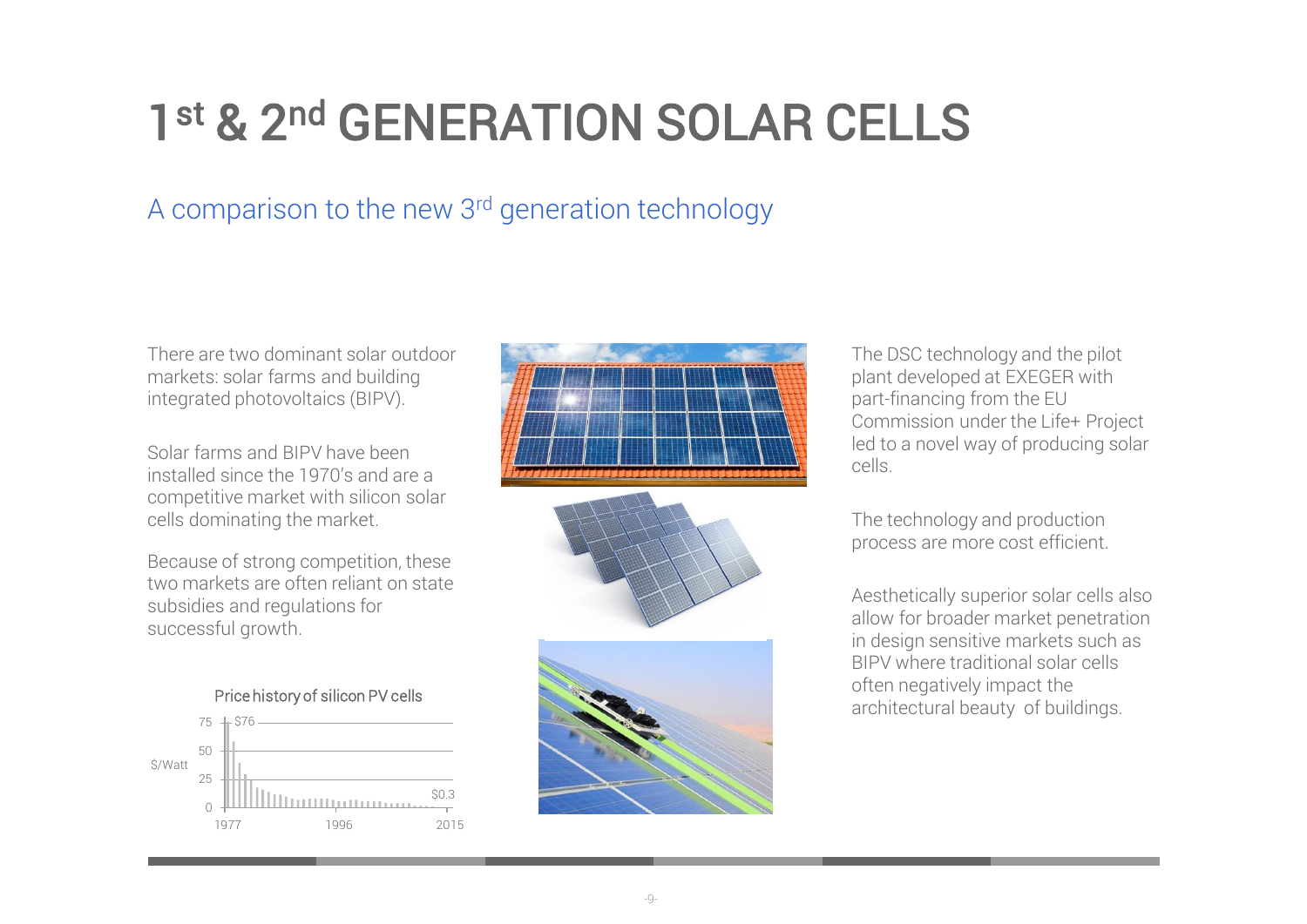# 1st & 2nd GENERATION SOLAR CELLS

## A comparison to the new 3rd generation technology

There are two dominant solar outdoor markets: solar farms and building integrated photovoltaics (BIPV).

Solar farms and BIPV have been installed since the 1970's and are a competitive market with silicon solar cells dominating the market.

Because of strong competition, these two markets are often reliant on state subsidies and regulations for successful growth.

Price history of silicon PV cells

The DSC technology and the pilot plant developed at EXEGER with part-financing from the EU Commission under the Life+ Project led to a novel way of producing solar cells.

The technology and production process are more cost efficient.

Aesthetically superior solar cells also allow for broader market penetration in design sensitive markets such as BIPV where traditional solar cells often negatively impact the architectural beauty of buildings.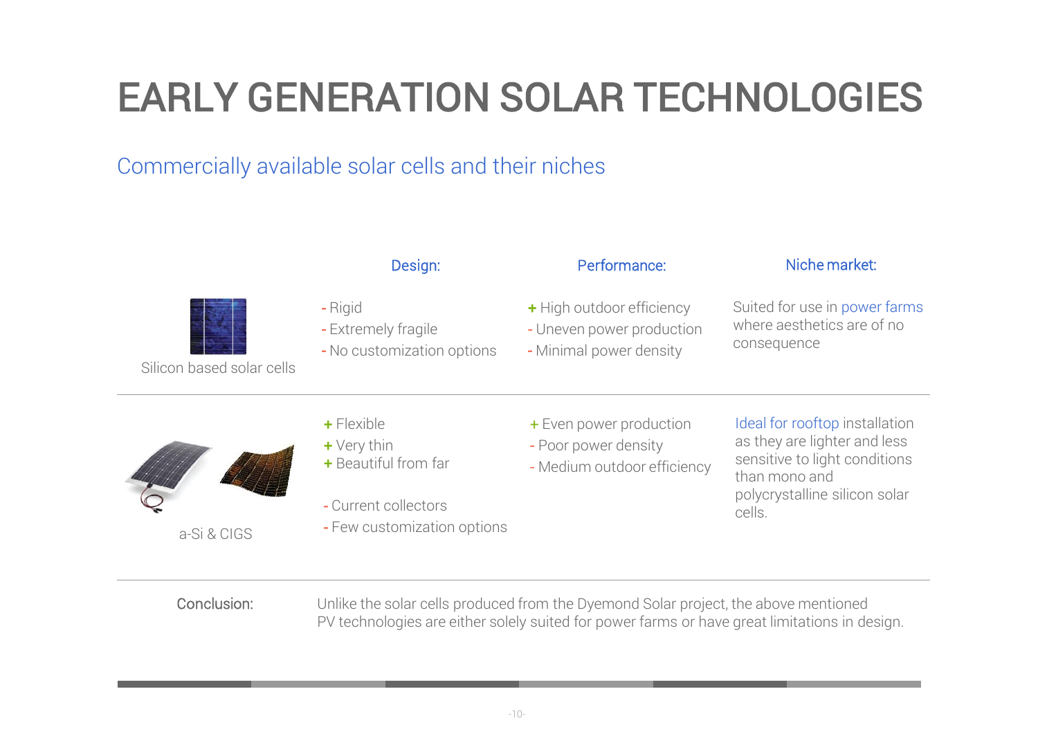# EARLY GENERATION SOLAR TECHNOLOGIES

## Commercially available solar cells and their niches

| | Design: | Performance: | Niche market: |
|---|---|---|---|
| Silicon based solar cells | - Rigid<br>- Extremely fragile<br>- No customization options | + High outdoor efficiency<br>- Uneven power production<br>- Minimal power density | Suited for use in power farms where aesthetics are of no consequence |
| a-Si & CIGS | + Flexible<br>+ Very thin<br>+ Beautiful from far<br><br>- Current collectors<br>- Few customization options | + Even power production<br>- Poor power density<br>- Medium outdoor efficiency | Ideal for rooftop installation as they are lighter and less sensitive to light conditions than mono and polycrystalline silicon solar cells. |

**Conclusion:** Unlike the solar cells produced from the Dyemond Solar project, the above mentioned PV technologies are either solely suited for power farms or have great limitations in design.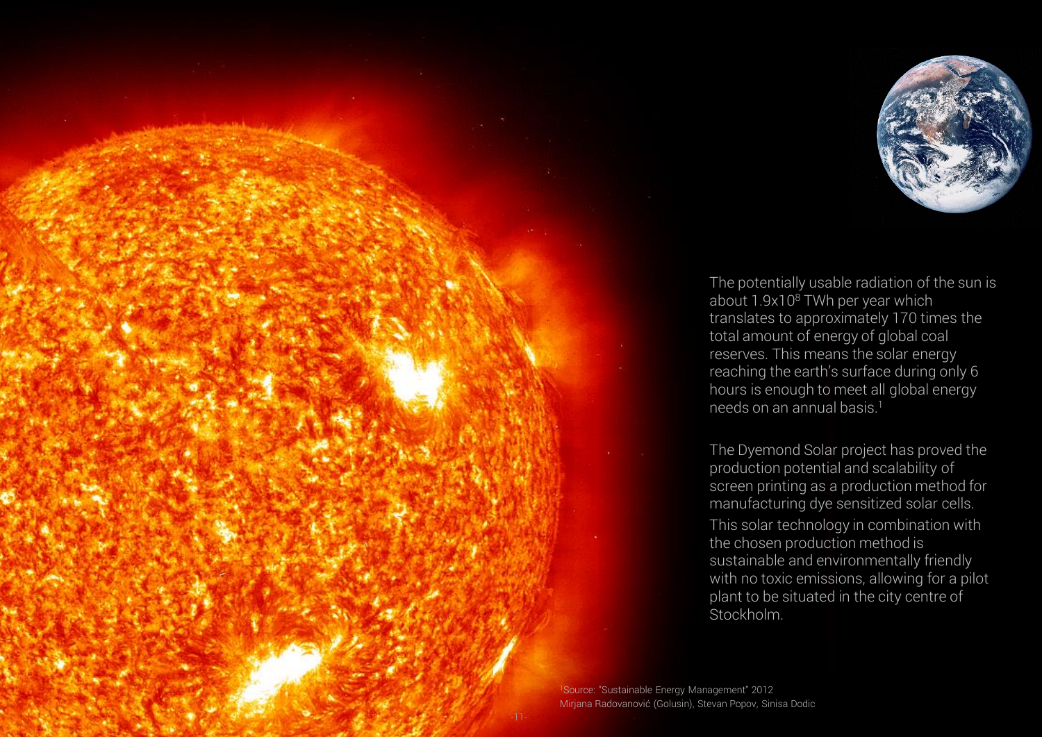The potentially usable radiation of the sun is about $1.9\times10^8$ TWh per year which translates to approximately 170 times the total amount of energy of global coal reserves. This means the solar energy reaching the earth's surface during only 6 hours is enough to meet all global energy needs on an annual basis.[1]

The Dyemond Solar project has proved the production potential and scalability of screen printing as a production method for manufacturing dye sensitized solar cells. This solar technology in combination with the chosen production method is sustainable and environmentally friendly with no toxic emissions, allowing for a pilot plant to be situated in the city centre of Stockholm.

[1]Source: "Sustainable Energy Management" 2012
Mirjana Radovanović (Golusin), Stevan Popov, Sinisa Dodic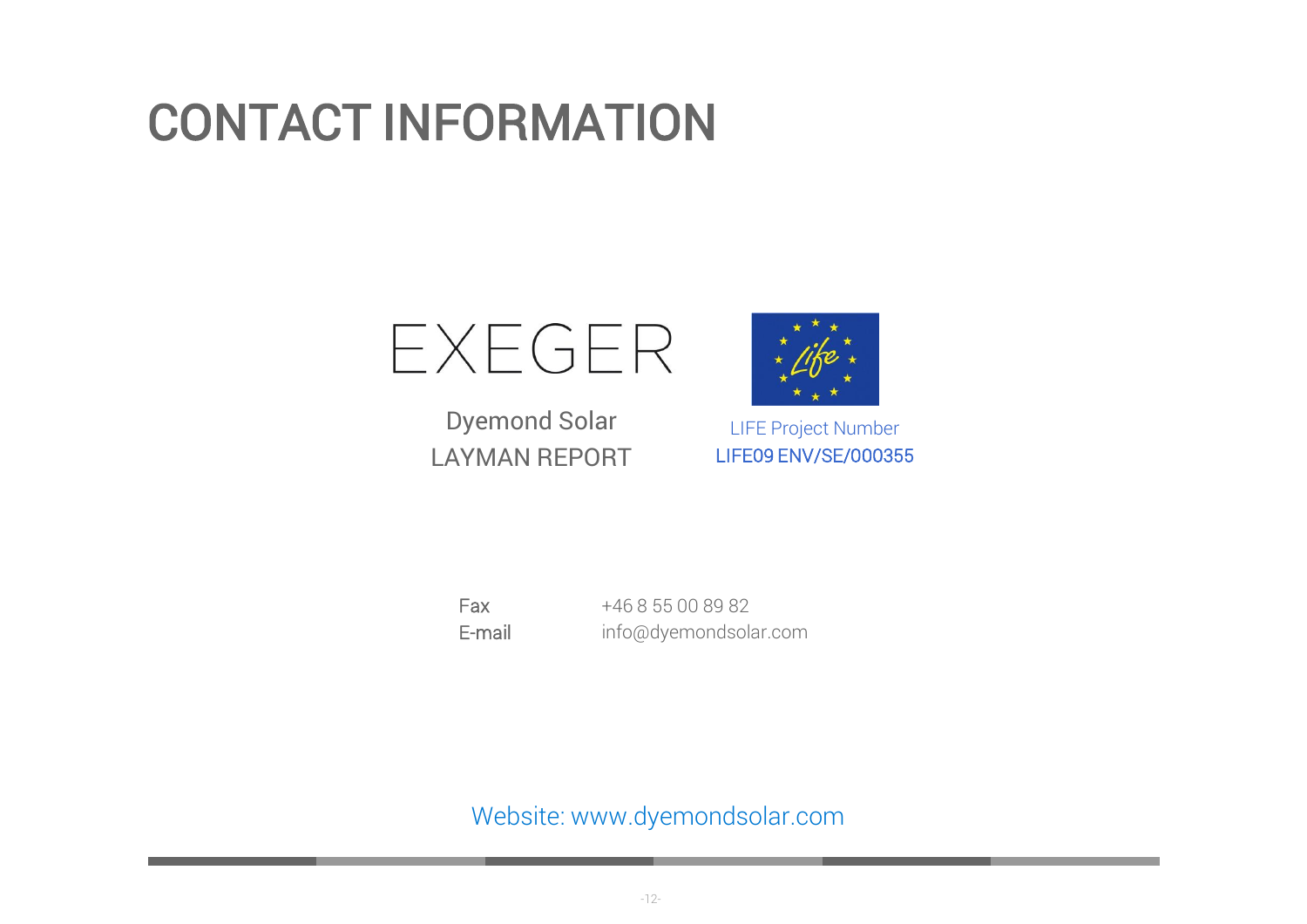# CONTACT INFORMATION

EXEGER

Dyemond Solar
LAYMAN REPORT

LIFE Project Number
LIFE09 ENV/SE/000355

| | |
|---|---|
| Fax | +46 8 55 00 89 82 |
| E-mail | info@dyemondsolar.com |

Website: www.dyemondsolar.com